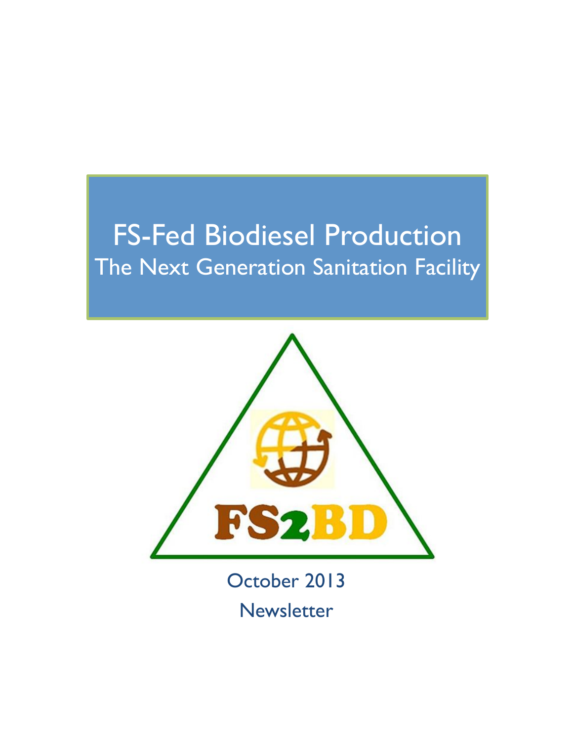# FS-Fed Biodiesel Production

## The Next Generation Sanitation Facility

FS2BD

October 2013

Newsletter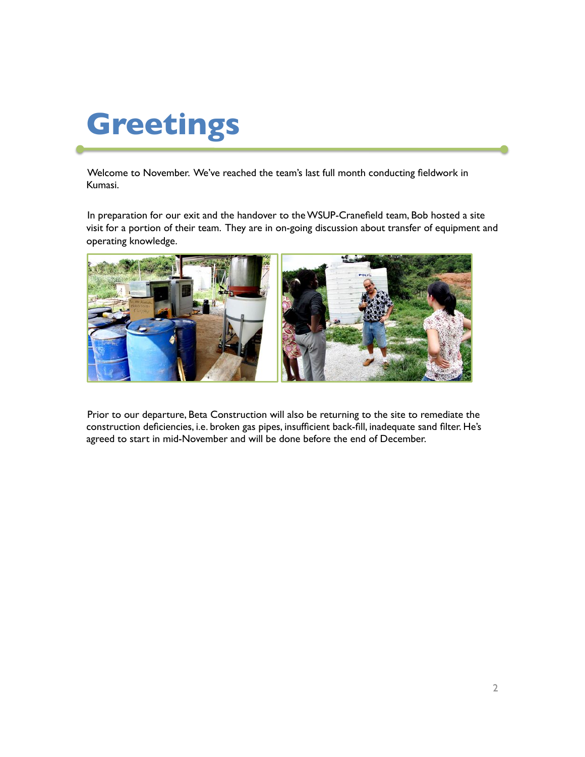# Greetings

Welcome to November. We've reached the team's last full month conducting fieldwork in Kumasi.

In preparation for our exit and the handover to the WSUP-Cranefield team, Bob hosted a site visit for a portion of their team. They are in on-going discussion about transfer of equipment and operating knowledge.

Prior to our departure, Beta Construction will also be returning to the site to remediate the construction deficiencies, i.e. broken gas pipes, insufficient back-fill, inadequate sand filter. He's agreed to start in mid-November and will be done before the end of December.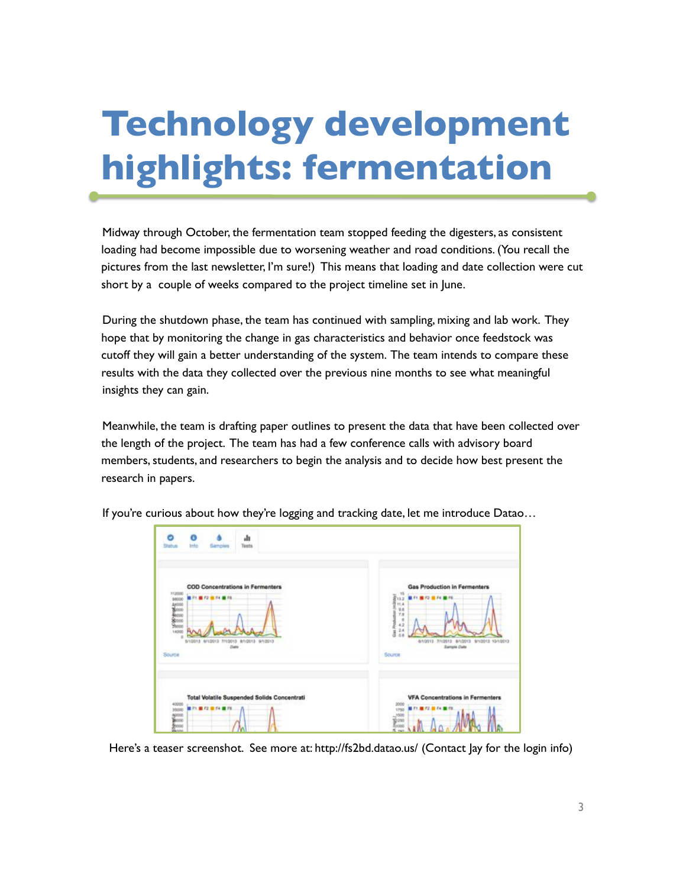# Technology development highlights: fermentation

Midway through October, the fermentation team stopped feeding the digesters, as consistent loading had become impossible due to worsening weather and road conditions. (You recall the pictures from the last newsletter, I'm sure!) This means that loading and date collection were cut short by a couple of weeks compared to the project timeline set in June.

During the shutdown phase, the team has continued with sampling, mixing and lab work. They hope that by monitoring the change in gas characteristics and behavior once feedstock was cutoff they will gain a better understanding of the system. The team intends to compare these results with the data they collected over the previous nine months to see what meaningful insights they can gain.

Meanwhile, the team is drafting paper outlines to present the data that have been collected over the length of the project. The team has had a few conference calls with advisory board members, students, and researchers to begin the analysis and to decide how best present the research in papers.

If you're curious about how they're logging and tracking date, let me introduce Datao…

Here's a teaser screenshot. See more at: http://fs2bd.datao.us/ (Contact Jay for the login info)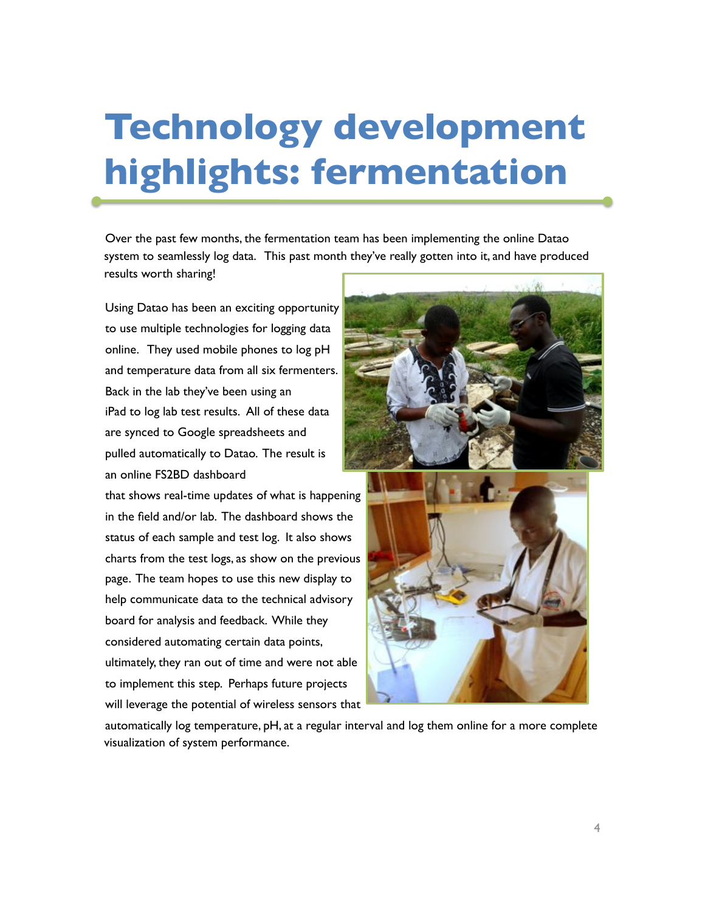# Technology development highlights: fermentation

Over the past few months, the fermentation team has been implementing the online Datao system to seamlessly log data. This past month they've really gotten into it, and have produced results worth sharing!

Using Datao has been an exciting opportunity to use multiple technologies for logging data online. They used mobile phones to log pH and temperature data from all six fermenters. Back in the lab they've been using an iPad to log lab test results. All of these data are synced to Google spreadsheets and pulled automatically to Datao. The result is an online FS2BD dashboard that shows real-time updates of what is happening in the field and/or lab. The dashboard shows the status of each sample and test log. It also shows charts from the test logs, as show on the previous page. The team hopes to use this new display to help communicate data to the technical advisory board for analysis and feedback. While they considered automating certain data points, ultimately, they ran out of time and were not able to implement this step. Perhaps future projects will leverage the potential of wireless sensors that automatically log temperature, pH, at a regular interval and log them online for a more complete visualization of system performance.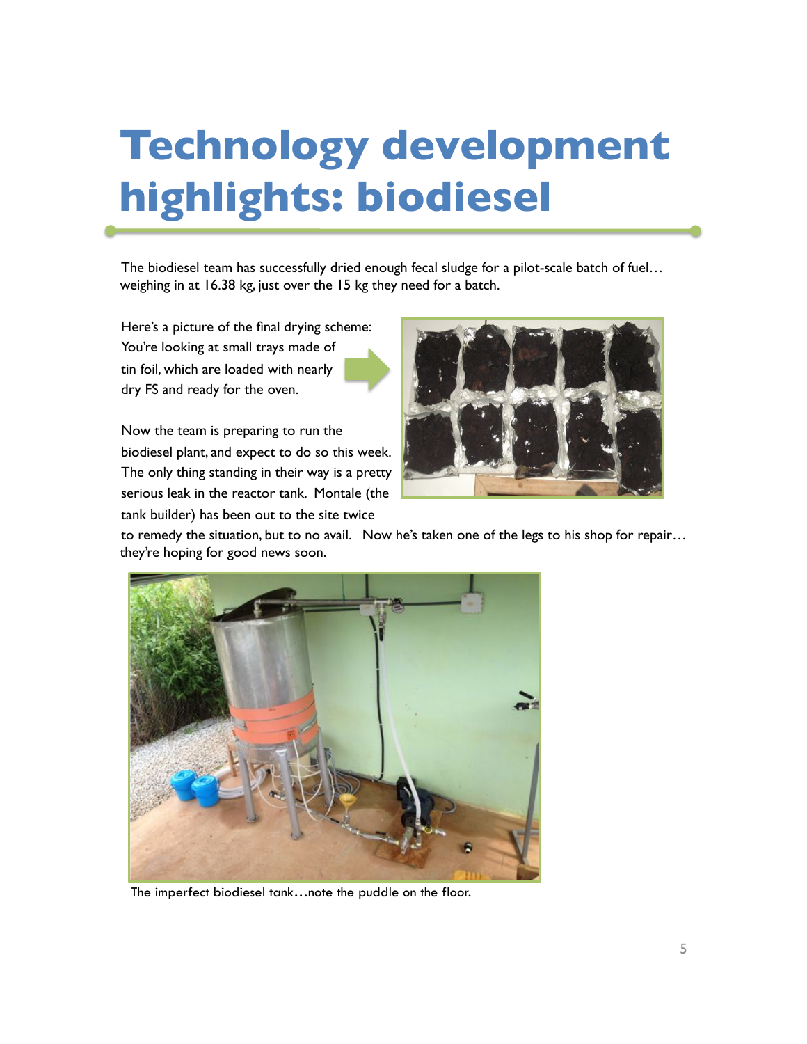# Technology development highlights: biodiesel

The biodiesel team has successfully dried enough fecal sludge for a pilot-scale batch of fuel… weighing in at 16.38 kg, just over the 15 kg they need for a batch.

Here's a picture of the final drying scheme: You're looking at small trays made of tin foil, which are loaded with nearly dry FS and ready for the oven.

Now the team is preparing to run the biodiesel plant, and expect to do so this week. The only thing standing in their way is a pretty serious leak in the reactor tank. Montale (the tank builder) has been out to the site twice to remedy the situation, but to no avail. Now he's taken one of the legs to his shop for repair… they're hoping for good news soon.

The imperfect biodiesel tank…note the puddle on the floor.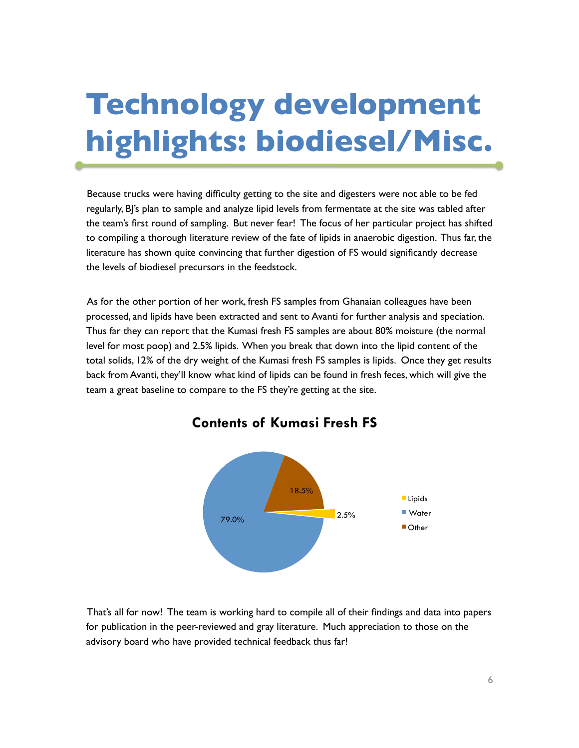# Technology development highlights: biodiesel/Misc.

Because trucks were having difficulty getting to the site and digesters were not able to be fed regularly, BJ's plan to sample and analyze lipid levels from fermentate at the site was tabled after the team's first round of sampling. But never fear! The focus of her particular project has shifted to compiling a thorough literature review of the fate of lipids in anaerobic digestion. Thus far, the literature has shown quite convincing that further digestion of FS would significantly decrease the levels of biodiesel precursors in the feedstock.

As for the other portion of her work, fresh FS samples from Ghanaian colleagues have been processed, and lipids have been extracted and sent to Avanti for further analysis and speciation. Thus far they can report that the Kumasi fresh FS samples are about 80% moisture (the normal level for most poop) and 2.5% lipids. When you break that down into the lipid content of the total solids, 12% of the dry weight of the Kumasi fresh FS samples is lipids. Once they get results back from Avanti, they'll know what kind of lipids can be found in fresh feces, which will give the team a great baseline to compare to the FS they're getting at the site.

**Contents of Kumasi Fresh FS**

18.5%
2.5%
79.0%

Lipids
Water
Other

That's all for now! The team is working hard to compile all of their findings and data into papers for publication in the peer-reviewed and gray literature. Much appreciation to those on the advisory board who have provided technical feedback thus far!